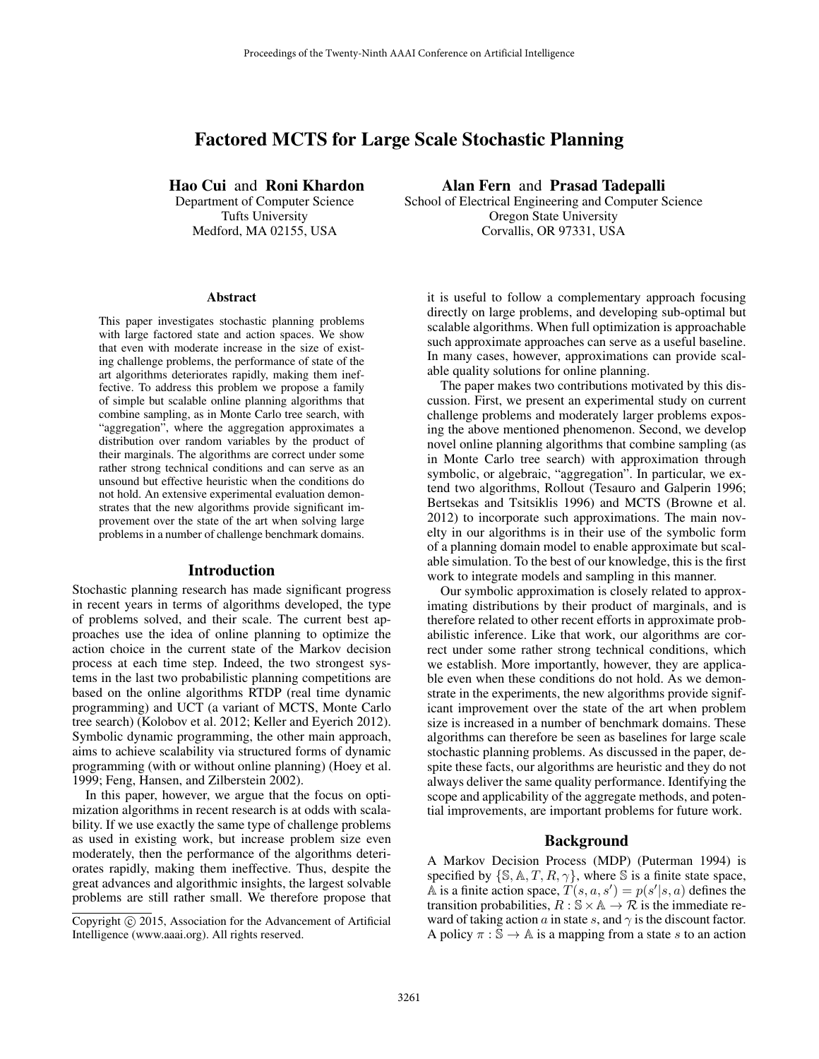# Factored MCTS for Large Scale Stochastic Planning

**Hao Cui** and **Roni Khardon**
Department of Computer Science
Tufts University
Medford, MA 02155, USA

**Alan Fern** and **Prasad Tadepalli**
School of Electrical Engineering and Computer Science
Oregon State University
Corvallis, OR 97331, USA

## Abstract

This paper investigates stochastic planning problems with large factored state and action spaces. We show that even with moderate increase in the size of existing challenge problems, the performance of state of the art algorithms deteriorates rapidly, making them ineffective. To address this problem we propose a family of simple but scalable online planning algorithms that combine sampling, as in Monte Carlo tree search, with "aggregation", where the aggregation approximates a distribution over random variables by the product of their marginals. The algorithms are correct under some rather strong technical conditions and can serve as an unsound but effective heuristic when the conditions do not hold. An extensive experimental evaluation demonstrates that the new algorithms provide significant improvement over the state of the art when solving large problems in a number of challenge benchmark domains.

## Introduction

Stochastic planning research has made significant progress in recent years in terms of algorithms developed, the type of problems solved, and their scale. The current best approaches use the idea of online planning to optimize the action choice in the current state of the Markov decision process at each time step. Indeed, the two strongest systems in the last two probabilistic planning competitions are based on the online algorithms RTDP (real time dynamic programming) and UCT (a variant of MCTS, Monte Carlo tree search) (Kolobov et al. 2012; Keller and Eyerich 2012). Symbolic dynamic programming, the other main approach, aims to achieve scalability via structured forms of dynamic programming (with or without online planning) (Hoey et al. 1999; Feng, Hansen, and Zilberstein 2002).

In this paper, however, we argue that the focus on optimization algorithms in recent research is at odds with scalability. If we use exactly the same type of challenge problems as used in existing work, but increase problem size even moderately, then the performance of the algorithms deteriorates rapidly, making them ineffective. Thus, despite the great advances and algorithmic insights, the largest solvable problems are still rather small. We therefore propose that it is useful to follow a complementary approach focusing directly on large problems, and developing sub-optimal but scalable algorithms. When full optimization is approachable such approximate approaches can serve as a useful baseline. In many cases, however, approximations can provide scalable quality solutions for online planning.

The paper makes two contributions motivated by this discussion. First, we present an experimental study on current challenge problems and moderately larger problems exposing the above mentioned phenomenon. Second, we develop novel online planning algorithms that combine sampling (as in Monte Carlo tree search) with approximation through symbolic, or algebraic, "aggregation". In particular, we extend two algorithms, Rollout (Tesauro and Galperin 1996; Bertsekas and Tsitsiklis 1996) and MCTS (Browne et al. 2012) to incorporate such approximations. The main novelty in our algorithms is in their use of the symbolic form of a planning domain model to enable approximate but scalable simulation. To the best of our knowledge, this is the first work to integrate models and sampling in this manner.

Our symbolic approximation is closely related to approximating distributions by their product of marginals, and is therefore related to other recent efforts in approximate probabilistic inference. Like that work, our algorithms are correct under some rather strong technical conditions, which we establish. More importantly, however, they are applicable even when these conditions do not hold. As we demonstrate in the experiments, the new algorithms provide significant improvement over the state of the art when problem size is increased in a number of benchmark domains. These algorithms can therefore be seen as baselines for large scale stochastic planning problems. As discussed in the paper, despite these facts, our algorithms are heuristic and they do not always deliver the same quality performance. Identifying the scope and applicability of the aggregate methods, and potential improvements, are important problems for future work.

## Background

A Markov Decision Process (MDP) (Puterman 1994) is specified by $\{\mathbb{S}, \mathbb{A}, T, R, \gamma\}$, where $\mathbb{S}$ is a finite state space, $\mathbb{A}$ is a finite action space, $T(s, a, s') = p(s'|s, a)$ defines the transition probabilities, $R : \mathbb{S} \times \mathbb{A} \rightarrow \mathcal{R}$ is the immediate reward of taking action $a$ in state $s$, and $\gamma$ is the discount factor. A policy $\pi : \mathbb{S} \rightarrow \mathbb{A}$ is a mapping from a state $s$ to an action

Copyright © 2015, Association for the Advancement of Artificial Intelligence (www.aaai.org). All rights reserved.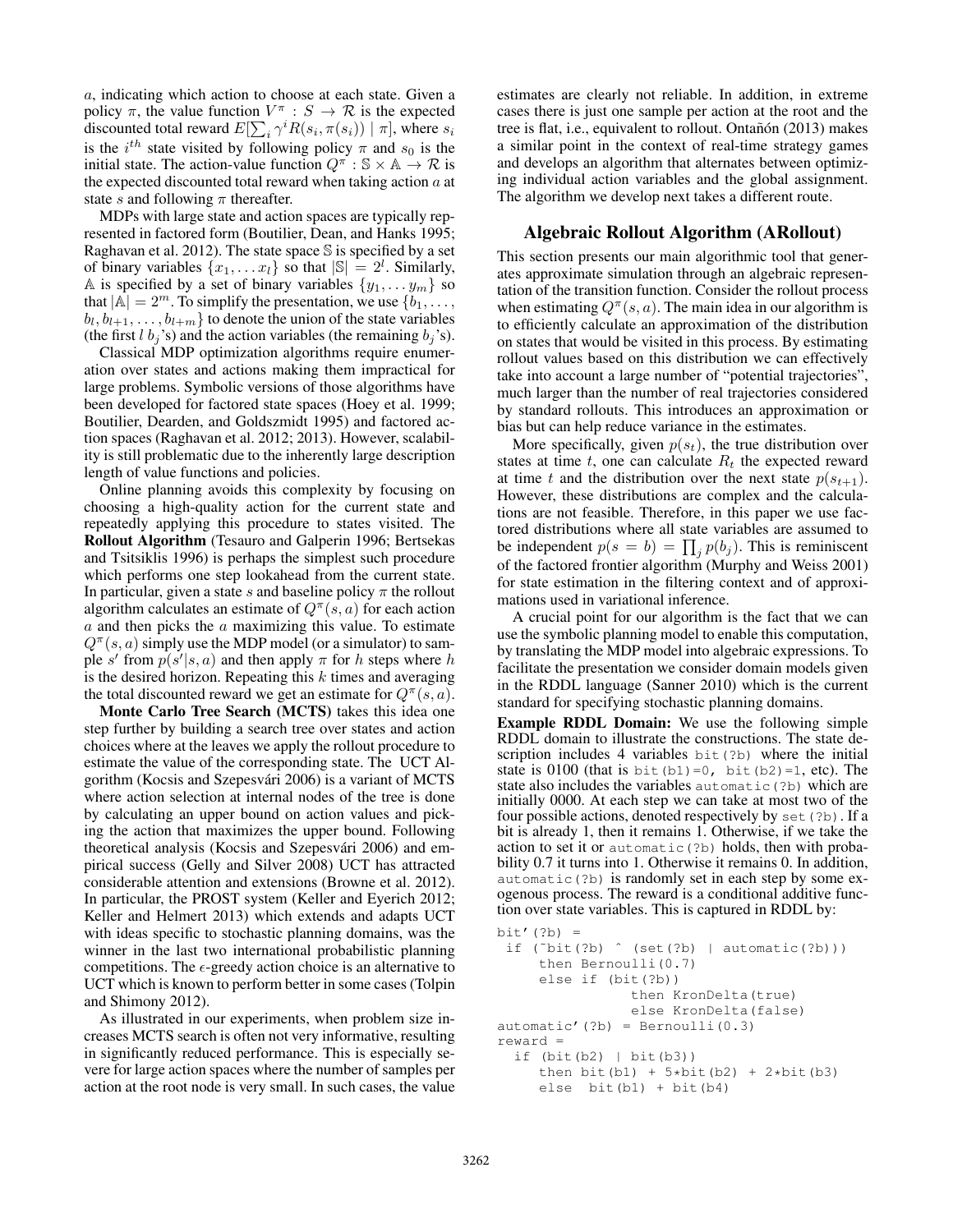$a$, indicating which action to choose at each state. Given a policy $\pi$, the value function $V^\pi : S \to \mathcal{R}$ is the expected discounted total reward $E[\sum_i \gamma^i R(s_i, \pi(s_i)) \mid \pi]$, where $s_i$ is the $i^{th}$ state visited by following policy $\pi$ and $s_0$ is the initial state. The action-value function $Q^\pi : \mathbb{S} \times \mathbb{A} \to \mathcal{R}$ is the expected discounted total reward when taking action $a$ at state $s$ and following $\pi$ thereafter.

MDPs with large state and action spaces are typically represented in factored form (Boutilier, Dean, and Hanks 1995; Raghavan et al. 2012). The state space $\mathbb{S}$ is specified by a set of binary variables $\{x_1, \ldots x_l\}$ so that $|\mathbb{S}| = 2^l$. Similarly, $\mathbb{A}$ is specified by a set of binary variables $\{y_1, \ldots y_m\}$ so that $|\mathbb{A}| = 2^m$. To simplify the presentation, we use $\{b_1, \ldots, b_l, b_{l+1}, \ldots, b_{l+m}\}$ to denote the union of the state variables (the first $l$ $b_j$'s) and the action variables (the remaining $b_j$'s).

Classical MDP optimization algorithms require enumeration over states and actions making them impractical for large problems. Symbolic versions of those algorithms have been developed for factored state spaces (Hoey et al. 1999; Boutilier, Dearden, and Goldszmidt 1995) and factored action spaces (Raghavan et al. 2012; 2013). However, scalability is still problematic due to the inherently large description length of value functions and policies.

Online planning avoids this complexity by focusing on choosing a high-quality action for the current state and repeatedly applying this procedure to states visited. The **Rollout Algorithm** (Tesauro and Galperin 1996; Bertsekas and Tsitsiklis 1996) is perhaps the simplest such procedure which performs one step lookahead from the current state. In particular, given a state $s$ and baseline policy $\pi$ the rollout algorithm calculates an estimate of $Q^\pi(s, a)$ for each action $a$ and then picks the $a$ maximizing this value. To estimate $Q^\pi(s, a)$ simply use the MDP model (or a simulator) to sample $s'$ from $p(s'|s, a)$ and then apply $\pi$ for $h$ steps where $h$ is the desired horizon. Repeating this $k$ times and averaging the total discounted reward we get an estimate for $Q^\pi(s, a)$.

**Monte Carlo Tree Search (MCTS)** takes this idea one step further by building a search tree over states and action choices where at the leaves we apply the rollout procedure to estimate the value of the corresponding state. The UCT Algorithm (Kocsis and Szepesvári 2006) is a variant of MCTS where action selection at internal nodes of the tree is done by calculating an upper bound on action values and picking the action that maximizes the upper bound. Following theoretical analysis (Kocsis and Szepesvári 2006) and empirical success (Gelly and Silver 2008) UCT has attracted considerable attention and extensions (Browne et al. 2012). In particular, the PROST system (Keller and Eyerich 2012; Keller and Helmert 2013) which extends and adapts UCT with ideas specific to stochastic planning domains, was the winner in the last two international probabilistic planning competitions. The $\epsilon$-greedy action choice is an alternative to UCT which is known to perform better in some cases (Tolpin and Shimony 2012).

As illustrated in our experiments, when problem size increases MCTS search is often not very informative, resulting in significantly reduced performance. This is especially severe for large action spaces where the number of samples per action at the root node is very small. In such cases, the value estimates are clearly not reliable. In addition, in extreme cases there is just one sample per action at the root and the tree is flat, i.e., equivalent to rollout. Ontañón (2013) makes a similar point in the context of real-time strategy games and develops an algorithm that alternates between optimizing individual action variables and the global assignment. The algorithm we develop next takes a different route.

## Algebraic Rollout Algorithm (ARollout)

This section presents our main algorithmic tool that generates approximate simulation through an algebraic representation of the transition function. Consider the rollout process when estimating $Q^\pi(s, a)$. The main idea in our algorithm is to efficiently calculate an approximation of the distribution on states that would be visited in this process. By estimating rollout values based on this distribution we can effectively take into account a large number of "potential trajectories", much larger than the number of real trajectories considered by standard rollouts. This introduces an approximation or bias but can help reduce variance in the estimates.

More specifically, given $p(s_t)$, the true distribution over states at time $t$, one can calculate $R_t$ the expected reward at time $t$ and the distribution over the next state $p(s_{t+1})$. However, these distributions are complex and the calculations are not feasible. Therefore, in this paper we use factored distributions where all state variables are assumed to be independent $p(s = b) = \prod_j p(b_j)$. This is reminiscent of the factored frontier algorithm (Murphy and Weiss 2001) for state estimation in the filtering context and of approximations used in variational inference.

A crucial point for our algorithm is the fact that we can use the symbolic planning model to enable this computation, by translating the MDP model into algebraic expressions. To facilitate the presentation we consider domain models given in the RDDL language (Sanner 2010) which is the current standard for specifying stochastic planning domains.

**Example RDDL Domain:** We use the following simple RDDL domain to illustrate the constructions. The state description includes 4 variables `bit(?b)` where the initial state is 0100 (that is `bit(b1)=0, bit(b2)=1`, etc). The state also includes the variables `automatic(?b)` which are initially 0000. At each step we can take at most two of the four possible actions, denoted respectively by `set(?b)`. If a bit is already 1, then it remains 1. Otherwise, if we take the action to set it or `automatic(?b)` holds, then with probability 0.7 it turns into 1. Otherwise it remains 0. In addition, `automatic(?b)` is randomly set in each step by some exogenous process. The reward is a conditional additive function over state variables. This is captured in RDDL by:

```
bit'(?b) =
 if (~bit(?b) ^ (set(?b) | automatic(?b)))
     then Bernoulli(0.7)
     else if (bit(?b))
               then KronDelta(true)
               else KronDelta(false)
automatic'(?b) = Bernoulli(0.3)
reward =
  if (bit(b2) | bit(b3))
     then bit(b1) + 5*bit(b2) + 2*bit(b3)
     else  bit(b1) + bit(b4)
```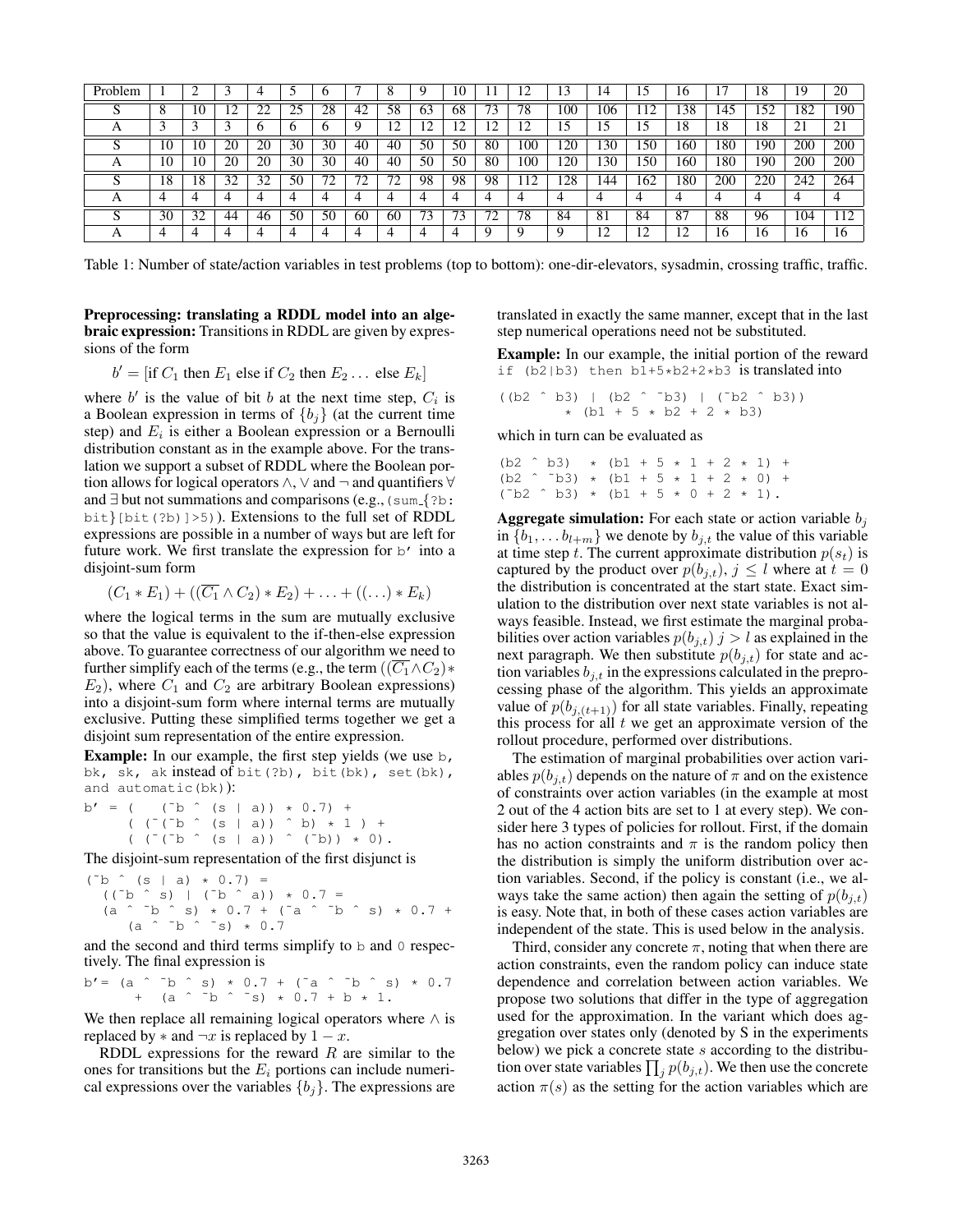| Problem | 1 | 2 | 3 | 4 | 5 | 6 | 7 | 8 | 9 | 10 | 11 | 12 | 13 | 14 | 15 | 16 | 17 | 18 | 19 | 20 |
|---|---|---|---|---|---|---|---|---|---|---|---|---|---|---|---|---|---|---|---|---|
| S | 8 | 10 | 12 | 22 | 25 | 28 | 42 | 58 | 63 | 68 | 73 | 78 | 100 | 106 | 112 | 138 | 145 | 152 | 182 | 190 |
| A | 3 | 3 | 3 | 6 | 6 | 6 | 9 | 12 | 12 | 12 | 12 | 12 | 15 | 15 | 15 | 18 | 18 | 18 | 21 | 21 |
| S | 10 | 10 | 20 | 20 | 30 | 30 | 40 | 40 | 50 | 50 | 80 | 100 | 120 | 130 | 150 | 160 | 180 | 190 | 200 | 200 |
| A | 10 | 10 | 20 | 20 | 30 | 30 | 40 | 40 | 50 | 50 | 80 | 100 | 120 | 130 | 150 | 160 | 180 | 190 | 200 | 200 |
| S | 18 | 18 | 32 | 32 | 50 | 72 | 72 | 72 | 98 | 98 | 98 | 112 | 128 | 144 | 162 | 180 | 200 | 220 | 242 | 264 |
| A | 4 | 4 | 4 | 4 | 4 | 4 | 4 | 4 | 4 | 4 | 4 | 4 | 4 | 4 | 4 | 4 | 4 | 4 | 4 | 4 |
| S | 30 | 32 | 44 | 46 | 50 | 50 | 60 | 60 | 73 | 73 | 72 | 78 | 84 | 81 | 84 | 87 | 88 | 96 | 104 | 112 |
| A | 4 | 4 | 4 | 4 | 4 | 4 | 4 | 4 | 4 | 4 | 9 | 9 | 9 | 12 | 12 | 12 | 16 | 16 | 16 | 16 |

Table 1: Number of state/action variables in test problems (top to bottom): one-dir-elevators, sysadmin, crossing traffic, traffic.

**Preprocessing: translating a RDDL model into an algebraic expression:** Transitions in RDDL are given by expressions of the form

$$b' = [\text{if } C_1 \text{ then } E_1 \text{ else if } C_2 \text{ then } E_2 \ldots \text{ else } E_k]$$

where $b'$ is the value of bit $b$ at the next time step, $C_i$ is a Boolean expression in terms of $\{b_j\}$ (at the current time step) and $E_i$ is either a Boolean expression or a Bernoulli distribution constant as in the example above. For the translation we support a subset of RDDL where the Boolean portion allows for logical operators $\wedge$, $\vee$ and $\neg$ and quantifiers $\forall$ and $\exists$ but not summations and comparisons (e.g., `(sum_{?b: bit}[bit(?b)]>5)`). Extensions to the full set of RDDL expressions are possible in a number of ways but are left for future work. We first translate the expression for `b'` into a disjoint-sum form

$$(C_1 * E_1) + ((\overline{C_1} \wedge C_2) * E_2) + \ldots + ((\ldots) * E_k)$$

where the logical terms in the sum are mutually exclusive so that the value is equivalent to the if-then-else expression above. To guarantee correctness of our algorithm we need to further simplify each of the terms (e.g., the term $((\overline{C_1} \wedge C_2) * E_2)$, where $C_1$ and $C_2$ are arbitrary Boolean expressions) into a disjoint-sum form where internal terms are mutually exclusive. Putting these simplified terms together we get a disjoint sum representation of the entire expression.

**Example:** In our example, the first step yields (we use `b`, `bk`, `sk`, `ak` instead of `bit(?b)`, `bit(bk)`, `set(bk)`, and `automatic(bk)`):

```
b' = (   (~b ^ (s | a)) * 0.7) +
     ( (~(~b ^ (s | a)) ^ b) * 1 ) +
     ( (~(~b ^ (s | a)) ^ (~b)) * 0).
```

The disjoint-sum representation of the first disjunct is

```
(~b ^ (s | a) * 0.7) =
  ((~b ^ s) | (~b ^ a)) * 0.7 =
  (a ^ ~b ^ s) * 0.7 + (~a ^ ~b ^ s) * 0.7 +
     (a ^ ~b ^ ~s) * 0.7
```

and the second and third terms simplify to `b` and `0` respectively. The final expression is

```
b'= (a ^ ~b ^ s) * 0.7 + (~a ^ ~b ^ s) * 0.7
      +  (a ^ ~b ^ ~s) * 0.7 + b * 1.
```

We then replace all remaining logical operators where $\wedge$ is replaced by $*$ and $\neg x$ is replaced by $1 - x$.

RDDL expressions for the reward $R$ are similar to the ones for transitions but the $E_i$ portions can include numerical expressions over the variables $\{b_j\}$. The expressions are translated in exactly the same manner, except that in the last step numerical operations need not be substituted.

**Example:** In our example, the initial portion of the reward `if (b2|b3) then b1+5*b2+2*b3` is translated into

```
((b2 ^ b3) | (b2 ^ ~b3) | (~b2 ^ b3))
        * (b1 + 5 * b2 + 2 * b3)
```

which in turn can be evaluated as

```
(b2 ^ b3)  * (b1 + 5 * 1 + 2 * 1) +
(b2 ^ ~b3) * (b1 + 5 * 1 + 2 * 0) +
(~b2 ^ b3) * (b1 + 5 * 0 + 2 * 1).
```

**Aggregate simulation:** For each state or action variable $b_j$ in $\{b_1, \ldots b_{l+m}\}$ we denote by $b_{j,t}$ the value of this variable at time step $t$. The current approximate distribution $p(s_t)$ is captured by the product over $p(b_{j,t})$, $j \leq l$ where at $t = 0$ the distribution is concentrated at the start state. Exact simulation to the distribution over next state variables is not always feasible. Instead, we first estimate the marginal probabilities over action variables $p(b_{j,t})$ $j > l$ as explained in the next paragraph. We then substitute $p(b_{j,t})$ for state and action variables $b_{j,t}$ in the expressions calculated in the preprocessing phase of the algorithm. This yields an approximate value of $p(b_{j,(t+1)})$ for all state variables. Finally, repeating this process for all $t$ we get an approximate version of the rollout procedure, performed over distributions.

The estimation of marginal probabilities over action variables $p(b_{j,t})$ depends on the nature of $\pi$ and on the existence of constraints over action variables (in the example at most 2 out of the 4 action bits are set to 1 at every step). We consider here 3 types of policies for rollout. First, if the domain has no action constraints and $\pi$ is the random policy then the distribution is simply the uniform distribution over action variables. Second, if the policy is constant (i.e., we always take the same action) then again the setting of $p(b_{j,t})$ is easy. Note that, in both of these cases action variables are independent of the state. This is used below in the analysis.

Third, consider any concrete $\pi$, noting that when there are action constraints, even the random policy can induce state dependence and correlation between action variables. We propose two solutions that differ in the type of aggregation used for the approximation. In the variant which does aggregation over states only (denoted by S in the experiments below) we pick a concrete state $s$ according to the distribution over state variables $\prod_j p(b_{j,t})$. We then use the concrete action $\pi(s)$ as the setting for the action variables which are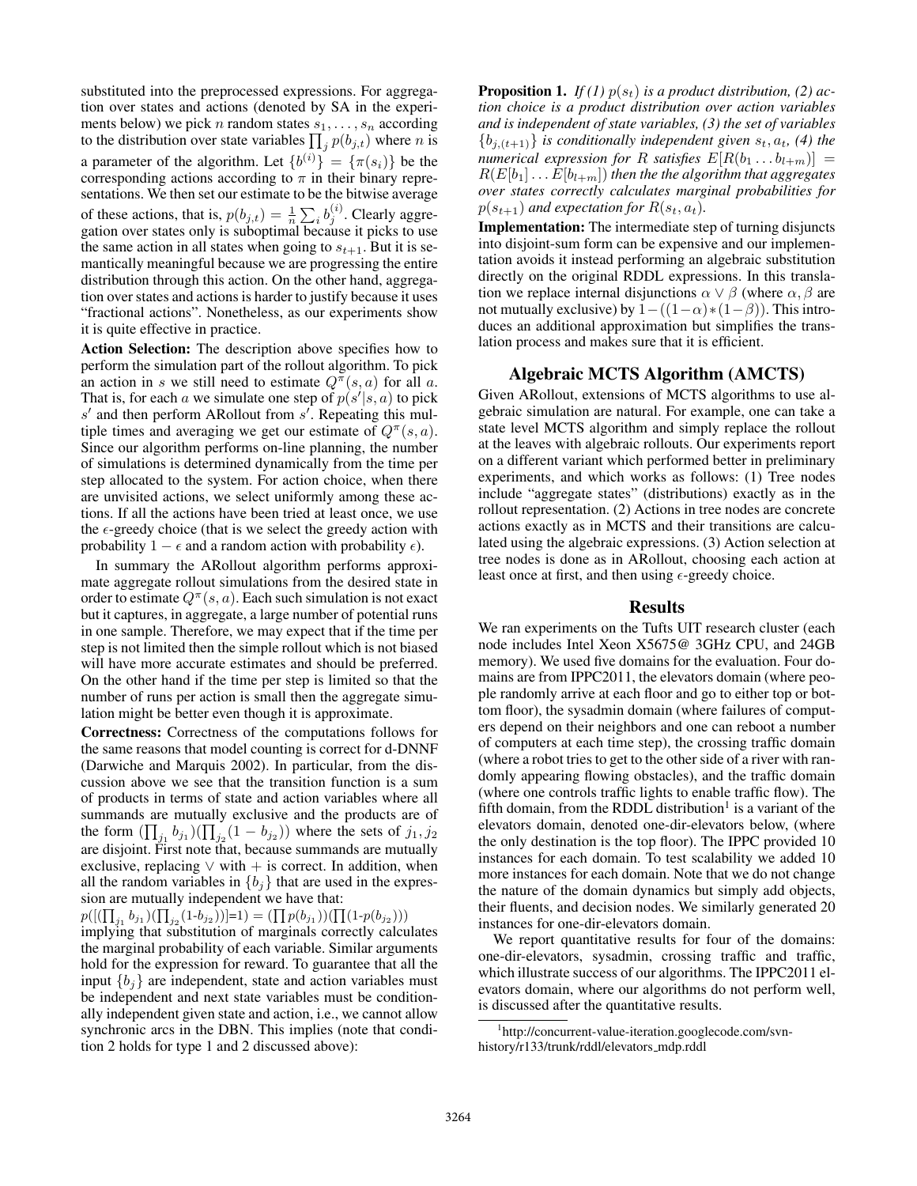substituted into the preprocessed expressions. For aggregation over states and actions (denoted by SA in the experiments below) we pick $n$ random states $s_1, \ldots, s_n$ according to the distribution over state variables $\prod_j p(b_{j,t})$ where $n$ is a parameter of the algorithm. Let $\{b^{(i)}\} = \{\pi(s_i)\}$ be the corresponding actions according to $\pi$ in their binary representations. We then set our estimate to be the bitwise average of these actions, that is, $p(b_{j,t}) = \frac{1}{n}\sum_i b_j^{(i)}$. Clearly aggregation over states only is suboptimal because it picks to use the same action in all states when going to $s_{t+1}$. But it is semantically meaningful because we are progressing the entire distribution through this action. On the other hand, aggregation over states and actions is harder to justify because it uses "fractional actions". Nonetheless, as our experiments show it is quite effective in practice.

**Action Selection:** The description above specifies how to perform the simulation part of the rollout algorithm. To pick an action in $s$ we still need to estimate $Q^\pi(s, a)$ for all $a$. That is, for each $a$ we simulate one step of $p(s'|s, a)$ to pick $s'$ and then perform ARollout from $s'$. Repeating this multiple times and averaging we get our estimate of $Q^\pi(s, a)$. Since our algorithm performs on-line planning, the number of simulations is determined dynamically from the time per step allocated to the system. For action choice, when there are unvisited actions, we select uniformly among these actions. If all the actions have been tried at least once, we use the $\epsilon$-greedy choice (that is we select the greedy action with probability $1 - \epsilon$ and a random action with probability $\epsilon$).

In summary the ARollout algorithm performs approximate aggregate rollout simulations from the desired state in order to estimate $Q^\pi(s, a)$. Each such simulation is not exact but it captures, in aggregate, a large number of potential runs in one sample. Therefore, we may expect that if the time per step is not limited then the simple rollout which is not biased will have more accurate estimates and should be preferred. On the other hand if the time per step is limited so that the number of runs per action is small then the aggregate simulation might be better even though it is approximate.

**Correctness:** Correctness of the computations follows for the same reasons that model counting is correct for d-DNNF (Darwiche and Marquis 2002). In particular, from the discussion above we see that the transition function is a sum of products in terms of state and action variables where all summands are mutually exclusive and the products are of the form $(\prod_{j_1} b_{j_1})(\prod_{j_2}(1 - b_{j_2}))$ where the sets of $j_1, j_2$ are disjoint. First note that, because summands are mutually exclusive, replacing $\vee$ with $+$ is correct. In addition, when all the random variables in $\{b_j\}$ that are used in the expression are mutually independent we have that:
$p([(\prod_{j_1} b_{j_1})(\prod_{j_2}(1\text{-}b_{j_2}))]\text{=}1) = (\prod p(b_{j_1}))(\prod(1\text{-}p(b_{j_2})))$
implying that substitution of marginals correctly calculates the marginal probability of each variable. Similar arguments hold for the expression for reward. To guarantee that all the input $\{b_j\}$ are independent, state and action variables must be independent and next state variables must be conditionally independent given state and action, i.e., we cannot allow synchronic arcs in the DBN. This implies (note that condition 2 holds for type 1 and 2 discussed above):

**Proposition 1.** *If (1) $p(s_t)$ is a product distribution, (2) action choice is a product distribution over action variables and is independent of state variables, (3) the set of variables $\{b_{j,(t+1)}\}$ is conditionally independent given $s_t, a_t$, (4) the numerical expression for $R$ satisfies $E[R(b_1 \ldots b_{l+m})] = R(E[b_1] \ldots E[b_{l+m}])$ then the the algorithm that aggregates over states correctly calculates marginal probabilities for $p(s_{t+1})$ and expectation for $R(s_t, a_t)$.*

**Implementation:** The intermediate step of turning disjuncts into disjoint-sum form can be expensive and our implementation avoids it instead performing an algebraic substitution directly on the original RDDL expressions. In this translation we replace internal disjunctions $\alpha \vee \beta$ (where $\alpha, \beta$ are not mutually exclusive) by $1-((1-\alpha)*(1-\beta))$. This introduces an additional approximation but simplifies the translation process and makes sure that it is efficient.

## Algebraic MCTS Algorithm (AMCTS)

Given ARollout, extensions of MCTS algorithms to use algebraic simulation are natural. For example, one can take a state level MCTS algorithm and simply replace the rollout at the leaves with algebraic rollouts. Our experiments report on a different variant which performed better in preliminary experiments, and which works as follows: (1) Tree nodes include "aggregate states" (distributions) exactly as in the rollout representation. (2) Actions in tree nodes are concrete actions exactly as in MCTS and their transitions are calculated using the algebraic expressions. (3) Action selection at tree nodes is done as in ARollout, choosing each action at least once at first, and then using $\epsilon$-greedy choice.

## Results

We ran experiments on the Tufts UIT research cluster (each node includes Intel Xeon X5675@ 3GHz CPU, and 24GB memory). We used five domains for the evaluation. Four domains are from IPPC2011, the elevators domain (where people randomly arrive at each floor and go to either top or bottom floor), the sysadmin domain (where failures of computers depend on their neighbors and one can reboot a number of computers at each time step), the crossing traffic domain (where a robot tries to get to the other side of a river with randomly appearing flowing obstacles), and the traffic domain (where one controls traffic lights to enable traffic flow). The fifth domain, from the RDDL distribution[1] is a variant of the elevators domain, denoted one-dir-elevators below, (where the only destination is the top floor). The IPPC provided 10 instances for each domain. To test scalability we added 10 more instances for each domain. Note that we do not change the nature of the domain dynamics but simply add objects, their fluents, and decision nodes. We similarly generated 20 instances for one-dir-elevators domain.

We report quantitative results for four of the domains: one-dir-elevators, sysadmin, crossing traffic and traffic, which illustrate success of our algorithms. The IPPC2011 elevators domain, where our algorithms do not perform well, is discussed after the quantitative results.

[1] http://concurrent-value-iteration.googlecode.com/svn-history/r133/trunk/rddl/elevators_mdp.rddl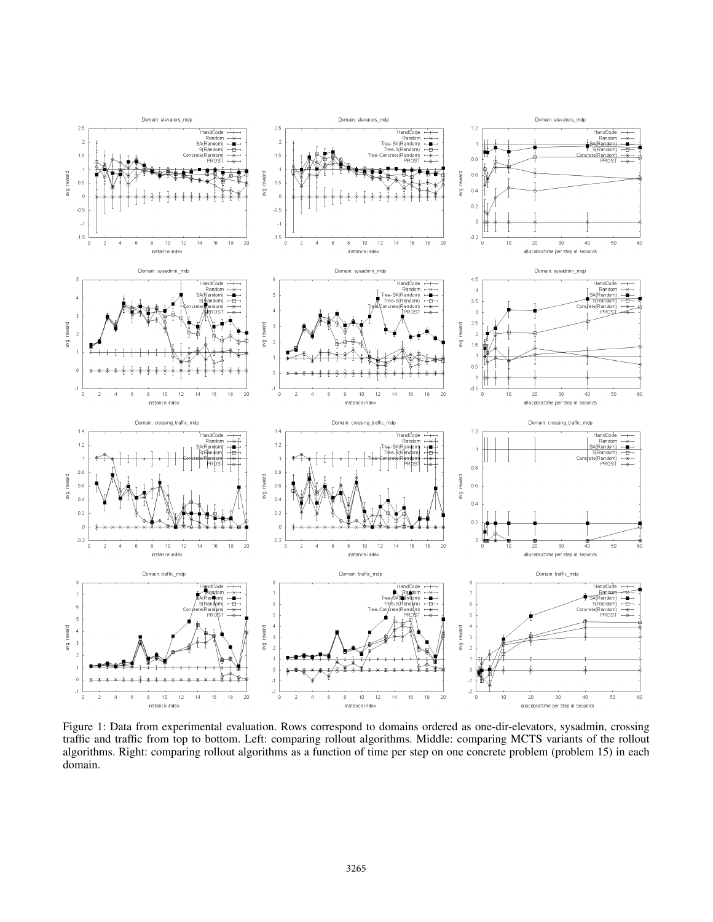Figure 1: Data from experimental evaluation. Rows correspond to domains ordered as one-dir-elevators, sysadmin, crossing traffic and traffic from top to bottom. Left: comparing rollout algorithms. Middle: comparing MCTS variants of the rollout algorithms. Right: comparing rollout algorithms as a function of time per step on one concrete problem (problem 15) in each domain.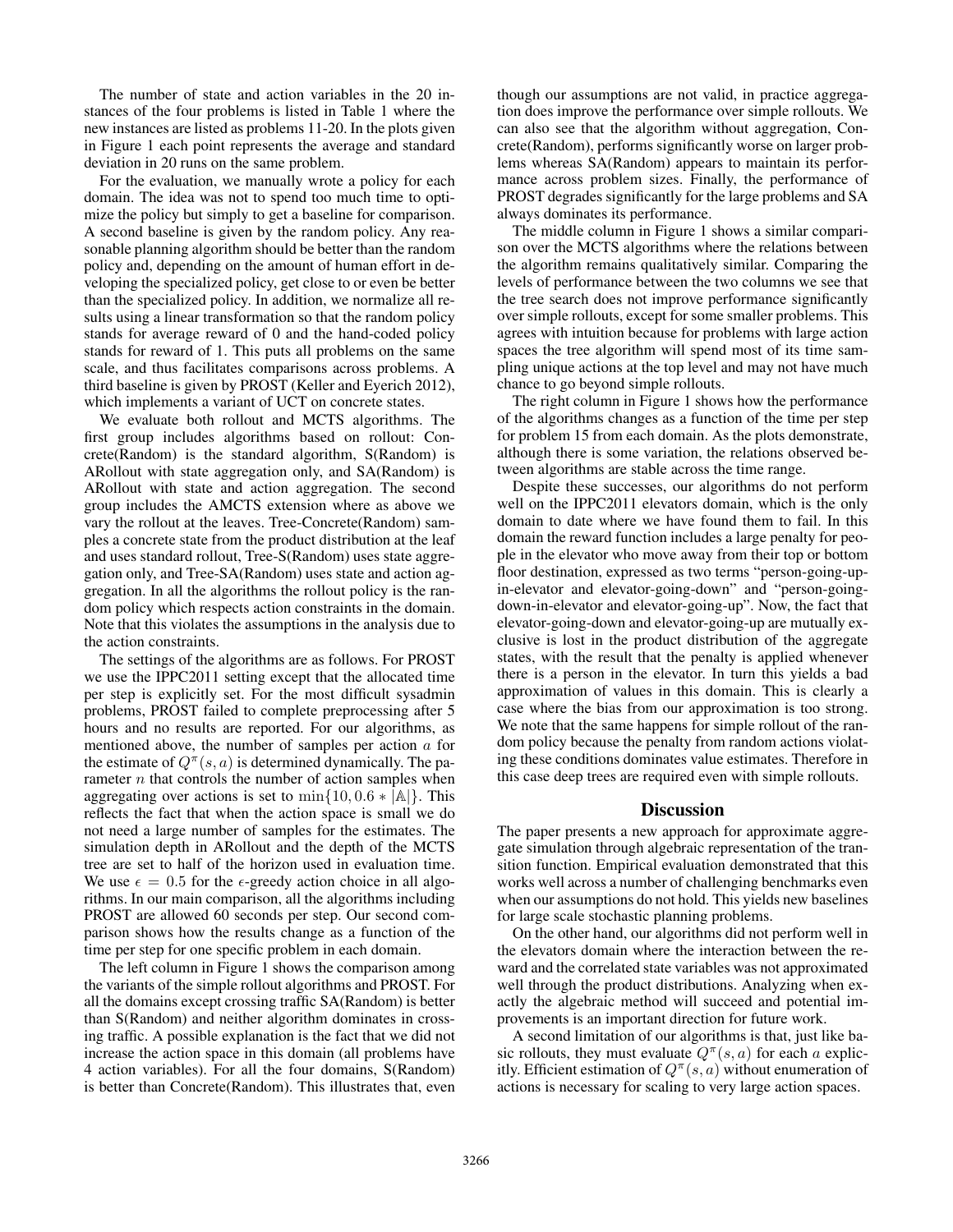The number of state and action variables in the 20 instances of the four problems is listed in Table 1 where the new instances are listed as problems 11-20. In the plots given in Figure 1 each point represents the average and standard deviation in 20 runs on the same problem.

For the evaluation, we manually wrote a policy for each domain. The idea was not to spend too much time to optimize the policy but simply to get a baseline for comparison. A second baseline is given by the random policy. Any reasonable planning algorithm should be better than the random policy and, depending on the amount of human effort in developing the specialized policy, get close to or even be better than the specialized policy. In addition, we normalize all results using a linear transformation so that the random policy stands for average reward of 0 and the hand-coded policy stands for reward of 1. This puts all problems on the same scale, and thus facilitates comparisons across problems. A third baseline is given by PROST (Keller and Eyerich 2012), which implements a variant of UCT on concrete states.

We evaluate both rollout and MCTS algorithms. The first group includes algorithms based on rollout: Concrete(Random) is the standard algorithm, S(Random) is ARollout with state aggregation only, and SA(Random) is ARollout with state and action aggregation. The second group includes the AMCTS extension where as above we vary the rollout at the leaves. Tree-Concrete(Random) samples a concrete state from the product distribution at the leaf and uses standard rollout, Tree-S(Random) uses state aggregation only, and Tree-SA(Random) uses state and action aggregation. In all the algorithms the rollout policy is the random policy which respects action constraints in the domain. Note that this violates the assumptions in the analysis due to the action constraints.

The settings of the algorithms are as follows. For PROST we use the IPPC2011 setting except that the allocated time per step is explicitly set. For the most difficult sysadmin problems, PROST failed to complete preprocessing after 5 hours and no results are reported. For our algorithms, as mentioned above, the number of samples per action $a$ for the estimate of $Q^{\pi}(s, a)$ is determined dynamically. The parameter $n$ that controls the number of action samples when aggregating over actions is set to $\min\{10, 0.6 * |\mathbb{A}|\}$. This reflects the fact that when the action space is small we do not need a large number of samples for the estimates. The simulation depth in ARollout and the depth of the MCTS tree are set to half of the horizon used in evaluation time. We use $\epsilon = 0.5$ for the $\epsilon$-greedy action choice in all algorithms. In our main comparison, all the algorithms including PROST are allowed 60 seconds per step. Our second comparison shows how the results change as a function of the time per step for one specific problem in each domain.

The left column in Figure 1 shows the comparison among the variants of the simple rollout algorithms and PROST. For all the domains except crossing traffic SA(Random) is better than S(Random) and neither algorithm dominates in crossing traffic. A possible explanation is the fact that we did not increase the action space in this domain (all problems have 4 action variables). For all the four domains, S(Random) is better than Concrete(Random). This illustrates that, even though our assumptions are not valid, in practice aggregation does improve the performance over simple rollouts. We can also see that the algorithm without aggregation, Concrete(Random), performs significantly worse on larger problems whereas SA(Random) appears to maintain its performance across problem sizes. Finally, the performance of PROST degrades significantly for the large problems and SA always dominates its performance.

The middle column in Figure 1 shows a similar comparison over the MCTS algorithms where the relations between the algorithm remains qualitatively similar. Comparing the levels of performance between the two columns we see that the tree search does not improve performance significantly over simple rollouts, except for some smaller problems. This agrees with intuition because for problems with large action spaces the tree algorithm will spend most of its time sampling unique actions at the top level and may not have much chance to go beyond simple rollouts.

The right column in Figure 1 shows how the performance of the algorithms changes as a function of the time per step for problem 15 from each domain. As the plots demonstrate, although there is some variation, the relations observed between algorithms are stable across the time range.

Despite these successes, our algorithms do not perform well on the IPPC2011 elevators domain, which is the only domain to date where we have found them to fail. In this domain the reward function includes a large penalty for people in the elevator who move away from their top or bottom floor destination, expressed as two terms "person-going-up-in-elevator and elevator-going-down" and "person-going-down-in-elevator and elevator-going-up". Now, the fact that elevator-going-down and elevator-going-up are mutually exclusive is lost in the product distribution of the aggregate states, with the result that the penalty is applied whenever there is a person in the elevator. In turn this yields a bad approximation of values in this domain. This is clearly a case where the bias from our approximation is too strong. We note that the same happens for simple rollout of the random policy because the penalty from random actions violating these conditions dominates value estimates. Therefore in this case deep trees are required even with simple rollouts.

## Discussion

The paper presents a new approach for approximate aggregate simulation through algebraic representation of the transition function. Empirical evaluation demonstrated that this works well across a number of challenging benchmarks even when our assumptions do not hold. This yields new baselines for large scale stochastic planning problems.

On the other hand, our algorithms did not perform well in the elevators domain where the interaction between the reward and the correlated state variables was not approximated well through the product distributions. Analyzing when exactly the algebraic method will succeed and potential improvements is an important direction for future work.

A second limitation of our algorithms is that, just like basic rollouts, they must evaluate $Q^{\pi}(s, a)$ for each $a$ explicitly. Efficient estimation of $Q^{\pi}(s, a)$ without enumeration of actions is necessary for scaling to very large action spaces.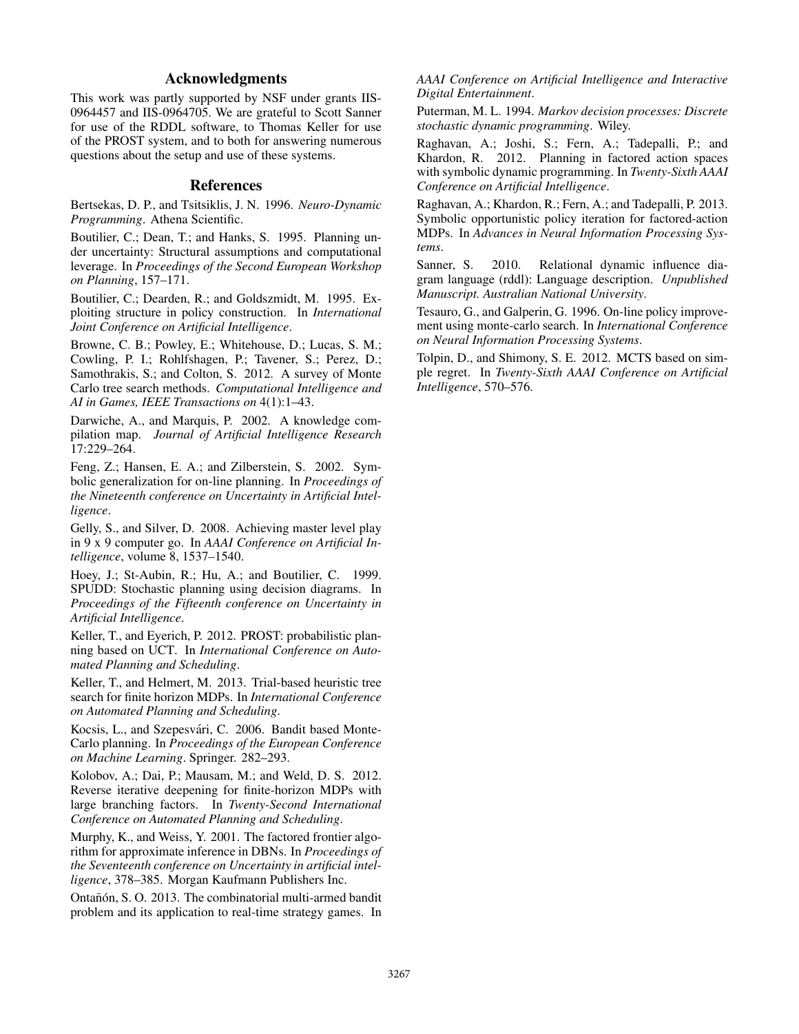## Acknowledgments

This work was partly supported by NSF under grants IIS-0964457 and IIS-0964705. We are grateful to Scott Sanner for use of the RDDL software, to Thomas Keller for use of the PROST system, and to both for answering numerous questions about the setup and use of these systems.

## References

Bertsekas, D. P., and Tsitsiklis, J. N. 1996. *Neuro-Dynamic Programming*. Athena Scientific.

Boutilier, C.; Dean, T.; and Hanks, S. 1995. Planning under uncertainty: Structural assumptions and computational leverage. In *Proceedings of the Second European Workshop on Planning*, 157–171.

Boutilier, C.; Dearden, R.; and Goldszmidt, M. 1995. Exploiting structure in policy construction. In *International Joint Conference on Artificial Intelligence*.

Browne, C. B.; Powley, E.; Whitehouse, D.; Lucas, S. M.; Cowling, P. I.; Rohlfshagen, P.; Tavener, S.; Perez, D.; Samothrakis, S.; and Colton, S. 2012. A survey of Monte Carlo tree search methods. *Computational Intelligence and AI in Games, IEEE Transactions on* 4(1):1–43.

Darwiche, A., and Marquis, P. 2002. A knowledge compilation map. *Journal of Artificial Intelligence Research* 17:229–264.

Feng, Z.; Hansen, E. A.; and Zilberstein, S. 2002. Symbolic generalization for on-line planning. In *Proceedings of the Nineteenth conference on Uncertainty in Artificial Intelligence*.

Gelly, S., and Silver, D. 2008. Achieving master level play in 9 x 9 computer go. In *AAAI Conference on Artificial Intelligence*, volume 8, 1537–1540.

Hoey, J.; St-Aubin, R.; Hu, A.; and Boutilier, C. 1999. SPUDD: Stochastic planning using decision diagrams. In *Proceedings of the Fifteenth conference on Uncertainty in Artificial Intelligence*.

Keller, T., and Eyerich, P. 2012. PROST: probabilistic planning based on UCT. In *International Conference on Automated Planning and Scheduling*.

Keller, T., and Helmert, M. 2013. Trial-based heuristic tree search for finite horizon MDPs. In *International Conference on Automated Planning and Scheduling*.

Kocsis, L., and Szepesvári, C. 2006. Bandit based Monte-Carlo planning. In *Proceedings of the European Conference on Machine Learning*. Springer. 282–293.

Kolobov, A.; Dai, P.; Mausam, M.; and Weld, D. S. 2012. Reverse iterative deepening for finite-horizon MDPs with large branching factors. In *Twenty-Second International Conference on Automated Planning and Scheduling*.

Murphy, K., and Weiss, Y. 2001. The factored frontier algorithm for approximate inference in DBNs. In *Proceedings of the Seventeenth conference on Uncertainty in artificial intelligence*, 378–385. Morgan Kaufmann Publishers Inc.

Ontañón, S. O. 2013. The combinatorial multi-armed bandit problem and its application to real-time strategy games. In *AAAI Conference on Artificial Intelligence and Interactive Digital Entertainment*.

Puterman, M. L. 1994. *Markov decision processes: Discrete stochastic dynamic programming*. Wiley.

Raghavan, A.; Joshi, S.; Fern, A.; Tadepalli, P.; and Khardon, R. 2012. Planning in factored action spaces with symbolic dynamic programming. In *Twenty-Sixth AAAI Conference on Artificial Intelligence*.

Raghavan, A.; Khardon, R.; Fern, A.; and Tadepalli, P. 2013. Symbolic opportunistic policy iteration for factored-action MDPs. In *Advances in Neural Information Processing Systems*.

Sanner, S. 2010. Relational dynamic influence diagram language (rddl): Language description. *Unpublished Manuscript. Australian National University*.

Tesauro, G., and Galperin, G. 1996. On-line policy improvement using monte-carlo search. In *International Conference on Neural Information Processing Systems*.

Tolpin, D., and Shimony, S. E. 2012. MCTS based on simple regret. In *Twenty-Sixth AAAI Conference on Artificial Intelligence*, 570–576.